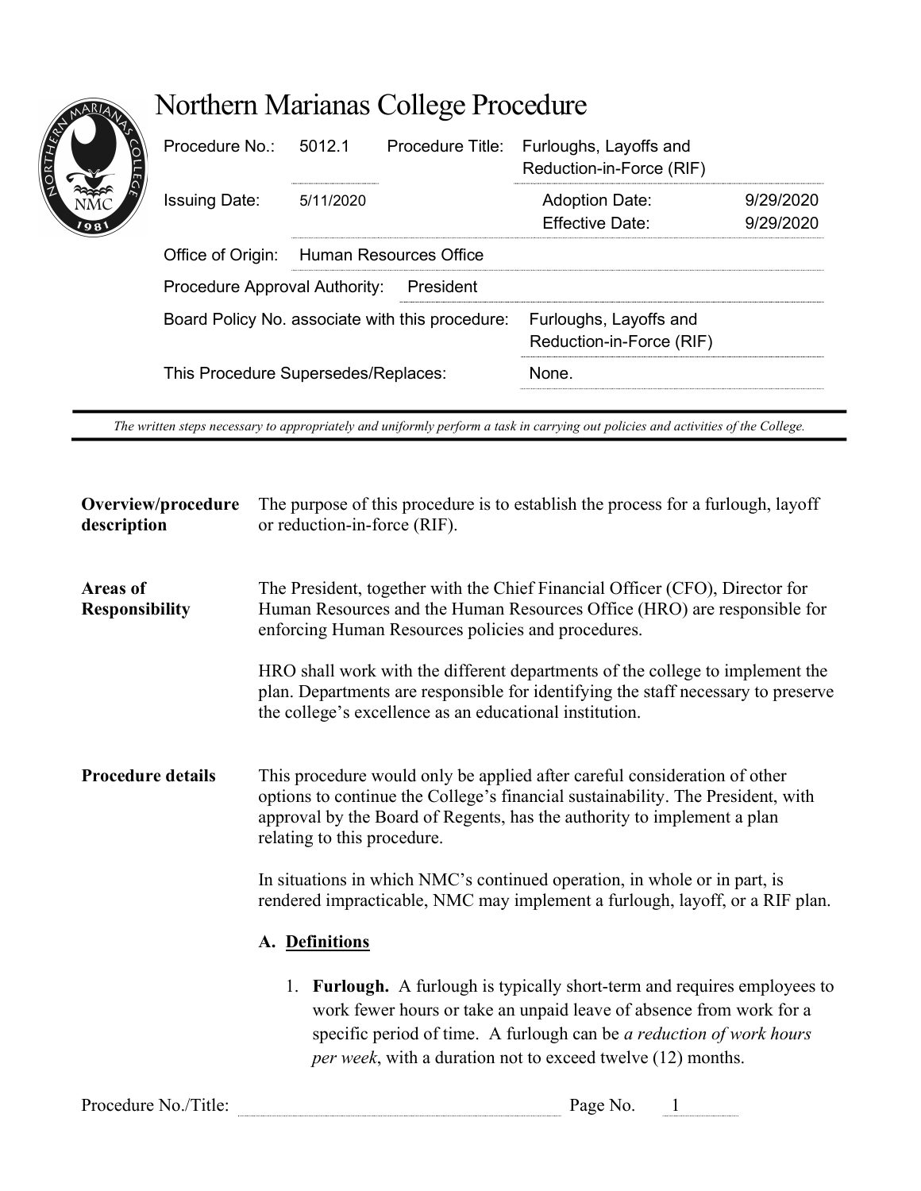# Northern Marianas College Procedure

| | | | |
|---|---|---|---|
| Procedure No.: | 5012.1 | Procedure Title: | Furloughs, Layoffs and Reduction-in-Force (RIF) |
| Issuing Date: | 5/11/2020 | Adoption Date: 9/29/2020 | Effective Date: 9/29/2020 |
| Office of Origin: | Human Resources Office | | |
| Procedure Approval Authority: | President | | |
| Board Policy No. associate with this procedure: | Furloughs, Layoffs and Reduction-in-Force (RIF) | | |
| This Procedure Supersedes/Replaces: | None. | | |

*The written steps necessary to appropriately and uniformly perform a task in carrying out policies and activities of the College.*

**Overview/procedure description**

The purpose of this procedure is to establish the process for a furlough, layoff or reduction-in-force (RIF).

**Areas of Responsibility**

The President, together with the Chief Financial Officer (CFO), Director for Human Resources and the Human Resources Office (HRO) are responsible for enforcing Human Resources policies and procedures.

HRO shall work with the different departments of the college to implement the plan. Departments are responsible for identifying the staff necessary to preserve the college's excellence as an educational institution.

**Procedure details**

This procedure would only be applied after careful consideration of other options to continue the College's financial sustainability. The President, with approval by the Board of Regents, has the authority to implement a plan relating to this procedure.

In situations in which NMC's continued operation, in whole or in part, is rendered impracticable, NMC may implement a furlough, layoff, or a RIF plan.

**A. Definitions**

1. **Furlough.** A furlough is typically short-term and requires employees to work fewer hours or take an unpaid leave of absence from work for a specific period of time. A furlough can be *a reduction of work hours per week*, with a duration not to exceed twelve (12) months.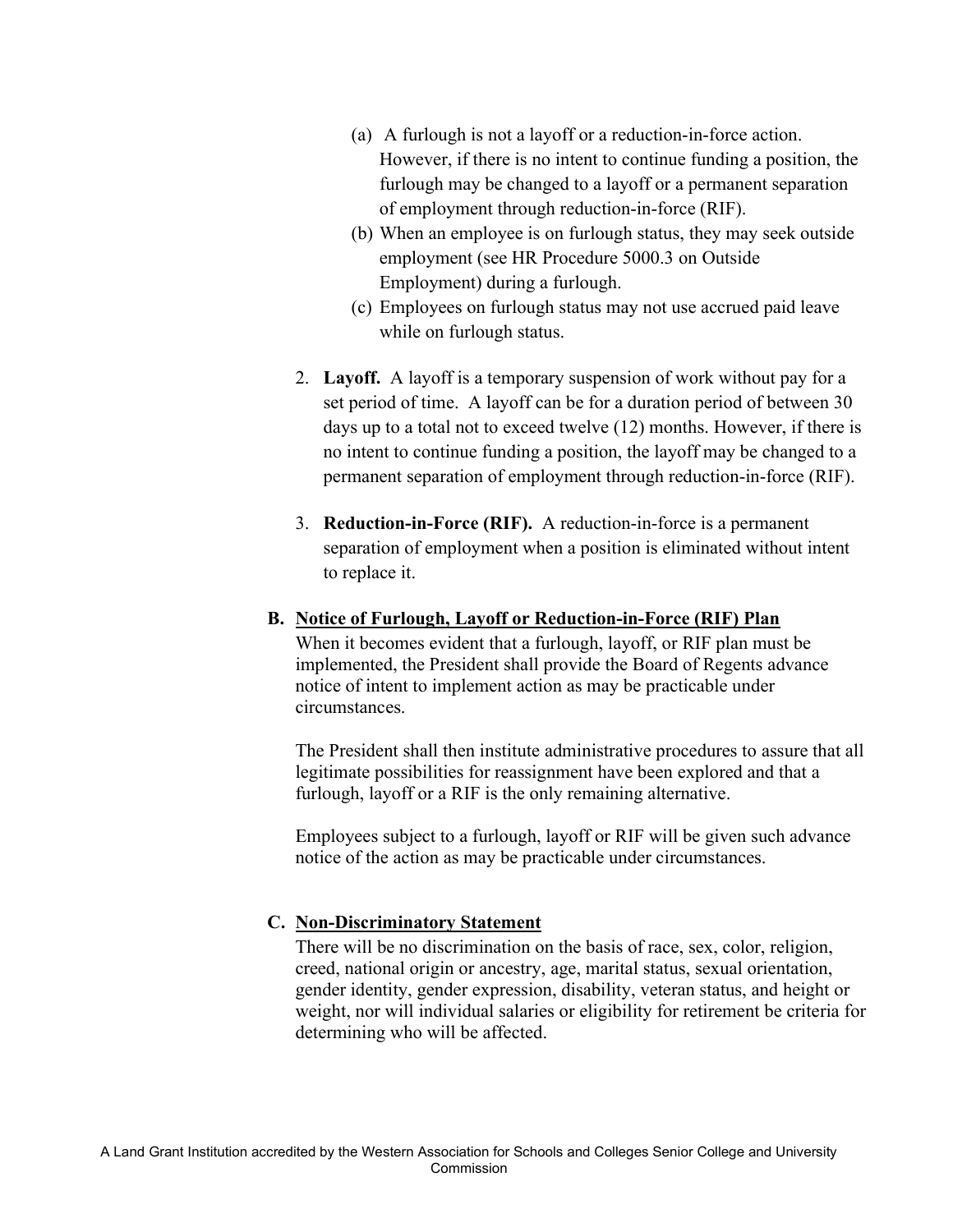(a) A furlough is not a layoff or a reduction-in-force action. However, if there is no intent to continue funding a position, the furlough may be changed to a layoff or a permanent separation of employment through reduction-in-force (RIF).

(b) When an employee is on furlough status, they may seek outside employment (see HR Procedure 5000.3 on Outside Employment) during a furlough.

(c) Employees on furlough status may not use accrued paid leave while on furlough status.

2. **Layoff.** A layoff is a temporary suspension of work without pay for a set period of time. A layoff can be for a duration period of between 30 days up to a total not to exceed twelve (12) months. However, if there is no intent to continue funding a position, the layoff may be changed to a permanent separation of employment through reduction-in-force (RIF).

3. **Reduction-in-Force (RIF).** A reduction-in-force is a permanent separation of employment when a position is eliminated without intent to replace it.

**B. Notice of Furlough, Layoff or Reduction-in-Force (RIF) Plan**

When it becomes evident that a furlough, layoff, or RIF plan must be implemented, the President shall provide the Board of Regents advance notice of intent to implement action as may be practicable under circumstances.

The President shall then institute administrative procedures to assure that all legitimate possibilities for reassignment have been explored and that a furlough, layoff or a RIF is the only remaining alternative.

Employees subject to a furlough, layoff or RIF will be given such advance notice of the action as may be practicable under circumstances.

**C. Non-Discriminatory Statement**

There will be no discrimination on the basis of race, sex, color, religion, creed, national origin or ancestry, age, marital status, sexual orientation, gender identity, gender expression, disability, veteran status, and height or weight, nor will individual salaries or eligibility for retirement be criteria for determining who will be affected.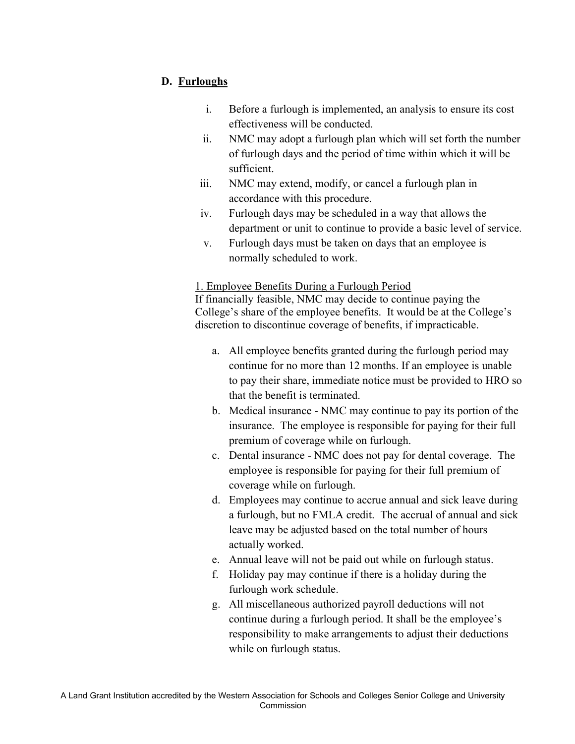### D. <u>Furloughs</u>

i. Before a furlough is implemented, an analysis to ensure its cost effectiveness will be conducted.
ii. NMC may adopt a furlough plan which will set forth the number of furlough days and the period of time within which it will be sufficient.
iii. NMC may extend, modify, or cancel a furlough plan in accordance with this procedure.
iv. Furlough days may be scheduled in a way that allows the department or unit to continue to provide a basic level of service.
v. Furlough days must be taken on days that an employee is normally scheduled to work.

<u>1. Employee Benefits During a Furlough Period</u>

If financially feasible, NMC may decide to continue paying the College's share of the employee benefits. It would be at the College's discretion to discontinue coverage of benefits, if impracticable.

a. All employee benefits granted during the furlough period may continue for no more than 12 months. If an employee is unable to pay their share, immediate notice must be provided to HRO so that the benefit is terminated.
b. Medical insurance - NMC may continue to pay its portion of the insurance. The employee is responsible for paying for their full premium of coverage while on furlough.
c. Dental insurance - NMC does not pay for dental coverage. The employee is responsible for paying for their full premium of coverage while on furlough.
d. Employees may continue to accrue annual and sick leave during a furlough, but no FMLA credit. The accrual of annual and sick leave may be adjusted based on the total number of hours actually worked.
e. Annual leave will not be paid out while on furlough status.
f. Holiday pay may continue if there is a holiday during the furlough work schedule.
g. All miscellaneous authorized payroll deductions will not continue during a furlough period. It shall be the employee's responsibility to make arrangements to adjust their deductions while on furlough status.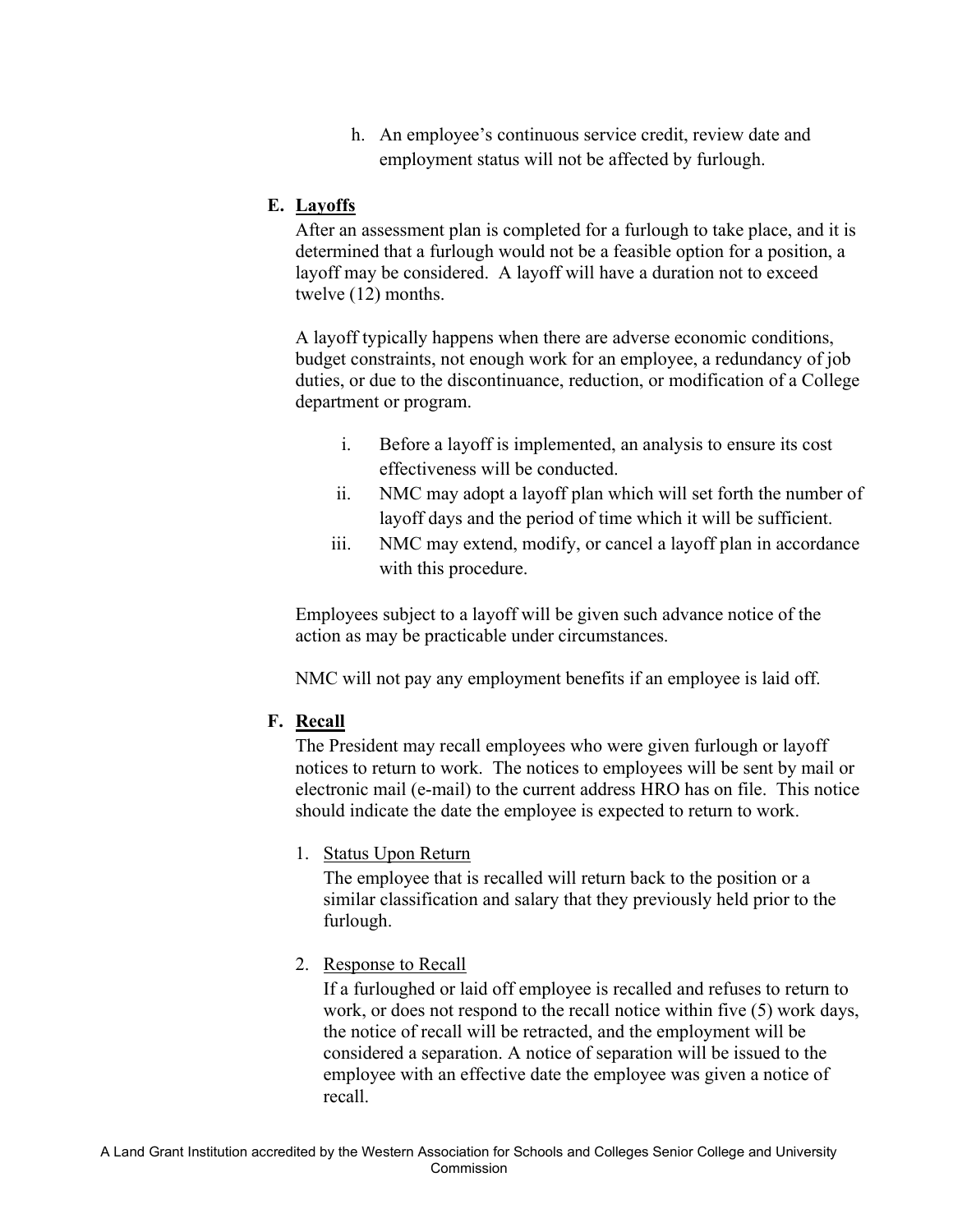h. An employee's continuous service credit, review date and employment status will not be affected by furlough.

**E. Layoffs**

After an assessment plan is completed for a furlough to take place, and it is determined that a furlough would not be a feasible option for a position, a layoff may be considered. A layoff will have a duration not to exceed twelve (12) months.

A layoff typically happens when there are adverse economic conditions, budget constraints, not enough work for an employee, a redundancy of job duties, or due to the discontinuance, reduction, or modification of a College department or program.

i. Before a layoff is implemented, an analysis to ensure its cost effectiveness will be conducted.

ii. NMC may adopt a layoff plan which will set forth the number of layoff days and the period of time which it will be sufficient.

iii. NMC may extend, modify, or cancel a layoff plan in accordance with this procedure.

Employees subject to a layoff will be given such advance notice of the action as may be practicable under circumstances.

NMC will not pay any employment benefits if an employee is laid off.

**F. Recall**

The President may recall employees who were given furlough or layoff notices to return to work. The notices to employees will be sent by mail or electronic mail (e-mail) to the current address HRO has on file. This notice should indicate the date the employee is expected to return to work.

1. Status Upon Return

   The employee that is recalled will return back to the position or a similar classification and salary that they previously held prior to the furlough.

2. Response to Recall

   If a furloughed or laid off employee is recalled and refuses to return to work, or does not respond to the recall notice within five (5) work days, the notice of recall will be retracted, and the employment will be considered a separation. A notice of separation will be issued to the employee with an effective date the employee was given a notice of recall.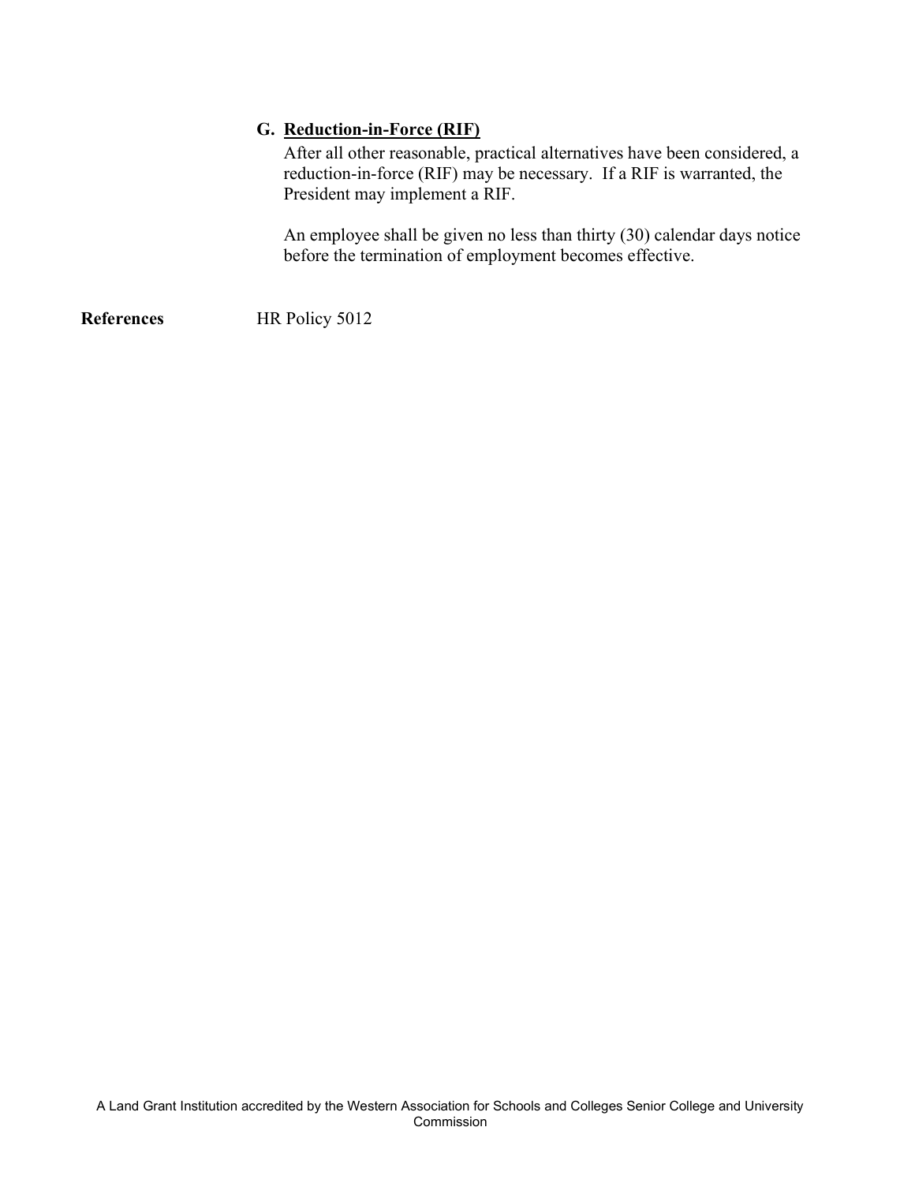**G. Reduction-in-Force (RIF)**

After all other reasonable, practical alternatives have been considered, a reduction-in-force (RIF) may be necessary. If a RIF is warranted, the President may implement a RIF.

An employee shall be given no less than thirty (30) calendar days notice before the termination of employment becomes effective.

**References** HR Policy 5012